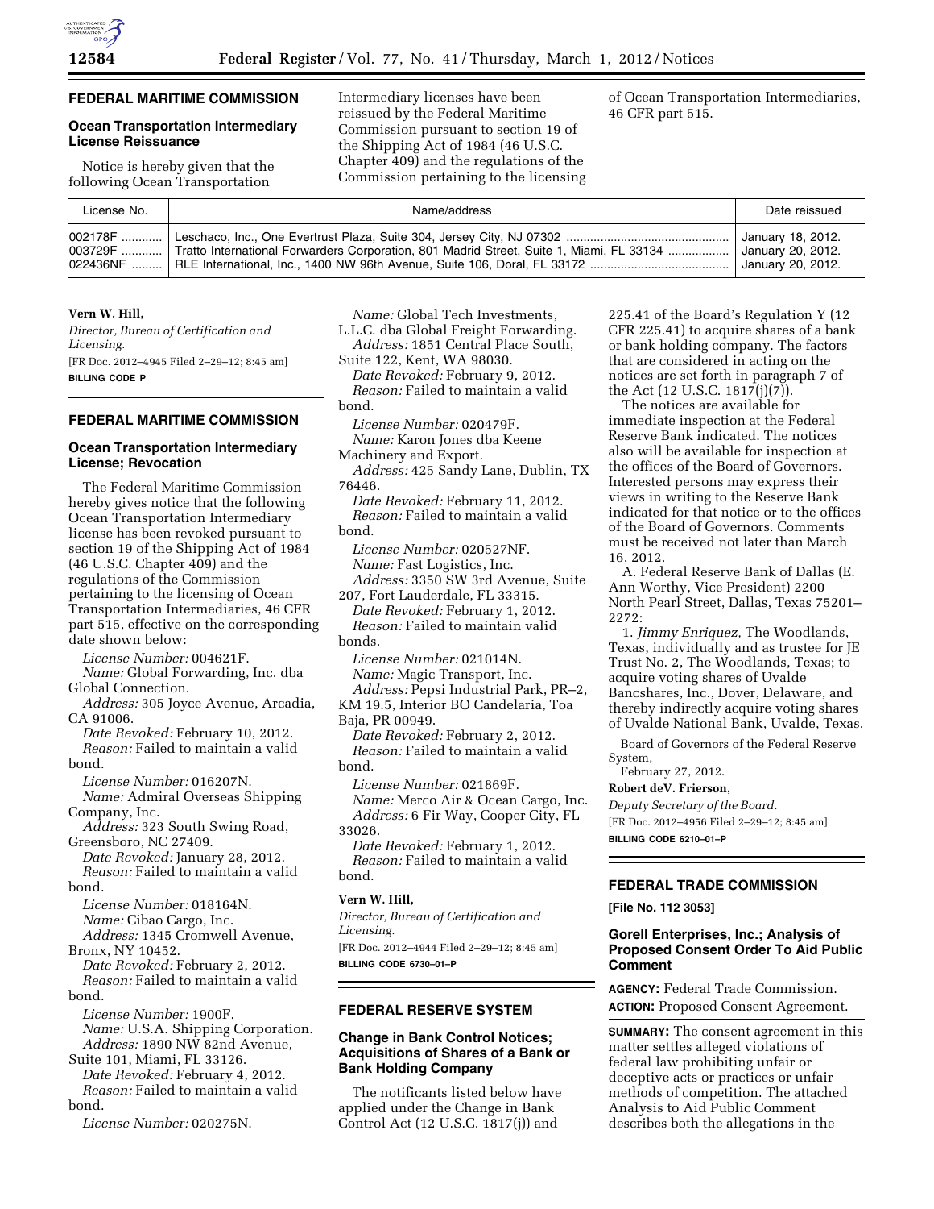## FEDERAL MARITIME COMMISSION

### Ocean Transportation Intermediary License Reissuance

Notice is hereby given that the following Ocean Transportation Intermediary licenses have been reissued by the Federal Maritime Commission pursuant to section 19 of the Shipping Act of 1984 (46 U.S.C. Chapter 409) and the regulations of the Commission pertaining to the licensing of Ocean Transportation Intermediaries, 46 CFR part 515.

| License No. | Name/address | Date reissued |
|---|---|---|
| 002178F | Leschaco, Inc., One Evertrust Plaza, Suite 304, Jersey City, NJ 07302 | January 18, 2012. |
| 003729F | Tratto International Forwarders Corporation, 801 Madrid Street, Suite 1, Miami, FL 33134 | January 20, 2012. |
| 022436NF | RLE International, Inc., 1400 NW 96th Avenue, Suite 106, Doral, FL 33172 | January 20, 2012. |

**Vern W. Hill,**

*Director, Bureau of Certification and Licensing.*

[FR Doc. 2012–4945 Filed 2–29–12; 8:45 am]

**BILLING CODE P**

## FEDERAL MARITIME COMMISSION

### Ocean Transportation Intermediary License; Revocation

The Federal Maritime Commission hereby gives notice that the following Ocean Transportation Intermediary license has been revoked pursuant to section 19 of the Shipping Act of 1984 (46 U.S.C. Chapter 409) and the regulations of the Commission pertaining to the licensing of Ocean Transportation Intermediaries, 46 CFR part 515, effective on the corresponding date shown below:

*License Number:* 004621F.
*Name:* Global Forwarding, Inc. dba Global Connection.
*Address:* 305 Joyce Avenue, Arcadia, CA 91006.
*Date Revoked:* February 10, 2012.
*Reason:* Failed to maintain a valid bond.

*License Number:* 016207N.
*Name:* Admiral Overseas Shipping Company, Inc.
*Address:* 323 South Swing Road, Greensboro, NC 27409.
*Date Revoked:* January 28, 2012.
*Reason:* Failed to maintain a valid bond.

*License Number:* 018164N.
*Name:* Cibao Cargo, Inc.
*Address:* 1345 Cromwell Avenue, Bronx, NY 10452.
*Date Revoked:* February 2, 2012.
*Reason:* Failed to maintain a valid bond.

*License Number:* 1900F.
*Name:* U.S.A. Shipping Corporation.
*Address:* 1890 NW 82nd Avenue, Suite 101, Miami, FL 33126.
*Date Revoked:* February 4, 2012.
*Reason:* Failed to maintain a valid bond.

*License Number:* 020275N.
*Name:* Global Tech Investments, L.L.C. dba Global Freight Forwarding.
*Address:* 1851 Central Place South, Suite 122, Kent, WA 98030.
*Date Revoked:* February 9, 2012.
*Reason:* Failed to maintain a valid bond.

*License Number:* 020479F.
*Name:* Karon Jones dba Keene Machinery and Export.
*Address:* 425 Sandy Lane, Dublin, TX 76446.
*Date Revoked:* February 11, 2012.
*Reason:* Failed to maintain a valid bond.

*License Number:* 020527NF.
*Name:* Fast Logistics, Inc.
*Address:* 3350 SW 3rd Avenue, Suite 207, Fort Lauderdale, FL 33315.
*Date Revoked:* February 1, 2012.
*Reason:* Failed to maintain valid bonds.

*License Number:* 021014N.
*Name:* Magic Transport, Inc.
*Address:* Pepsi Industrial Park, PR–2, KM 19.5, Interior BO Candelaria, Toa Baja, PR 00949.
*Date Revoked:* February 2, 2012.
*Reason:* Failed to maintain a valid bond.

*License Number:* 021869F.
*Name:* Merco Air & Ocean Cargo, Inc.
*Address:* 6 Fir Way, Cooper City, FL 33026.
*Date Revoked:* February 1, 2012.
*Reason:* Failed to maintain a valid bond.

**Vern W. Hill,**

*Director, Bureau of Certification and Licensing.*

[FR Doc. 2012–4944 Filed 2–29–12; 8:45 am]

**BILLING CODE 6730–01–P**

## FEDERAL RESERVE SYSTEM

### Change in Bank Control Notices; Acquisitions of Shares of a Bank or Bank Holding Company

The notificants listed below have applied under the Change in Bank Control Act (12 U.S.C. 1817(j)) and 225.41 of the Board's Regulation Y (12 CFR 225.41) to acquire shares of a bank or bank holding company. The factors that are considered in acting on the notices are set forth in paragraph 7 of the Act (12 U.S.C. 1817(j)(7)).

The notices are available for immediate inspection at the Federal Reserve Bank indicated. The notices also will be available for inspection at the offices of the Board of Governors. Interested persons may express their views in writing to the Reserve Bank indicated for that notice or to the offices of the Board of Governors. Comments must be received not later than March 16, 2012.

A. Federal Reserve Bank of Dallas (E. Ann Worthy, Vice President) 2200 North Pearl Street, Dallas, Texas 75201–2272:

1. *Jimmy Enriquez,* The Woodlands, Texas, individually and as trustee for JE Trust No. 2, The Woodlands, Texas; to acquire voting shares of Uvalde Bancshares, Inc., Dover, Delaware, and thereby indirectly acquire voting shares of Uvalde National Bank, Uvalde, Texas.

Board of Governors of the Federal Reserve System,

February 27, 2012.

**Robert deV. Frierson,**

*Deputy Secretary of the Board.*

[FR Doc. 2012–4956 Filed 2–29–12; 8:45 am]

**BILLING CODE 6210–01–P**

## FEDERAL TRADE COMMISSION

**[File No. 112 3053]**

### Gorell Enterprises, Inc.; Analysis of Proposed Consent Order To Aid Public Comment

**AGENCY:** Federal Trade Commission.

**ACTION:** Proposed Consent Agreement.

**SUMMARY:** The consent agreement in this matter settles alleged violations of federal law prohibiting unfair or deceptive acts or practices or unfair methods of competition. The attached Analysis to Aid Public Comment describes both the allegations in the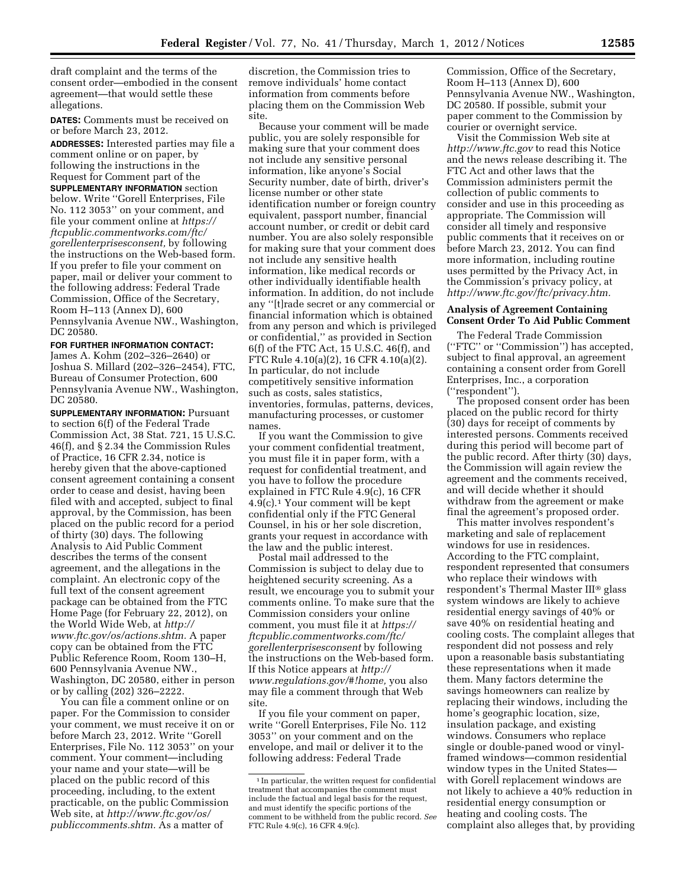draft complaint and the terms of the consent order—embodied in the consent agreement—that would settle these allegations.

**DATES:** Comments must be received on or before March 23, 2012.

**ADDRESSES:** Interested parties may file a comment online or on paper, by following the instructions in the Request for Comment part of the **SUPPLEMENTARY INFORMATION** section below. Write ''Gorell Enterprises, File No. 112 3053'' on your comment, and file your comment online at *https://ftcpublic.commentworks.com/ftc/gorellenterprisesconsent,* by following the instructions on the Web-based form. If you prefer to file your comment on paper, mail or deliver your comment to the following address: Federal Trade Commission, Office of the Secretary, Room H–113 (Annex D), 600 Pennsylvania Avenue NW., Washington, DC 20580.

**FOR FURTHER INFORMATION CONTACT:** James A. Kohm (202–326–2640) or Joshua S. Millard (202–326–2454), FTC, Bureau of Consumer Protection, 600 Pennsylvania Avenue NW., Washington, DC 20580.

**SUPPLEMENTARY INFORMATION:** Pursuant to section 6(f) of the Federal Trade Commission Act, 38 Stat. 721, 15 U.S.C. 46(f), and § 2.34 the Commission Rules of Practice, 16 CFR 2.34, notice is hereby given that the above-captioned consent agreement containing a consent order to cease and desist, having been filed with and accepted, subject to final approval, by the Commission, has been placed on the public record for a period of thirty (30) days. The following Analysis to Aid Public Comment describes the terms of the consent agreement, and the allegations in the complaint. An electronic copy of the full text of the consent agreement package can be obtained from the FTC Home Page (for February 22, 2012), on the World Wide Web, at *http://www.ftc.gov/os/actions.shtm.* A paper copy can be obtained from the FTC Public Reference Room, Room 130–H, 600 Pennsylvania Avenue NW., Washington, DC 20580, either in person or by calling (202) 326–2222.

You can file a comment online or on paper. For the Commission to consider your comment, we must receive it on or before March 23, 2012. Write ''Gorell Enterprises, File No. 112 3053'' on your comment. Your comment—including your name and your state—will be placed on the public record of this proceeding, including, to the extent practicable, on the public Commission Web site, at *http://www.ftc.gov/os/publiccomments.shtm.* As a matter of discretion, the Commission tries to remove individuals' home contact information from comments before placing them on the Commission Web site.

Because your comment will be made public, you are solely responsible for making sure that your comment does not include any sensitive personal information, like anyone's Social Security number, date of birth, driver's license number or other state identification number or foreign country equivalent, passport number, financial account number, or credit or debit card number. You are also solely responsible for making sure that your comment does not include any sensitive health information, like medical records or other individually identifiable health information. In addition, do not include any ''[t]rade secret or any commercial or financial information which is obtained from any person and which is privileged or confidential,'' as provided in Section 6(f) of the FTC Act, 15 U.S.C. 46(f), and FTC Rule 4.10(a)(2), 16 CFR 4.10(a)(2). In particular, do not include competitively sensitive information such as costs, sales statistics, inventories, formulas, patterns, devices, manufacturing processes, or customer names.

If you want the Commission to give your comment confidential treatment, you must file it in paper form, with a request for confidential treatment, and you have to follow the procedure explained in FTC Rule 4.9(c), 16 CFR 4.9(c).[1] Your comment will be kept confidential only if the FTC General Counsel, in his or her sole discretion, grants your request in accordance with the law and the public interest.

Postal mail addressed to the Commission is subject to delay due to heightened security screening. As a result, we encourage you to submit your comments online. To make sure that the Commission considers your online comment, you must file it at *https://ftcpublic.commentworks.com/ftc/gorellenterprisesconsent* by following the instructions on the Web-based form. If this Notice appears at *http://www.regulations.gov/#!home,* you also may file a comment through that Web site.

If you file your comment on paper, write ''Gorell Enterprises, File No. 112 3053'' on your comment and on the envelope, and mail or deliver it to the following address: Federal Trade Commission, Office of the Secretary, Room H–113 (Annex D), 600 Pennsylvania Avenue NW., Washington, DC 20580. If possible, submit your paper comment to the Commission by courier or overnight service.

Visit the Commission Web site at *http://www.ftc.gov* to read this Notice and the news release describing it. The FTC Act and other laws that the Commission administers permit the collection of public comments to consider and use in this proceeding as appropriate. The Commission will consider all timely and responsive public comments that it receives on or before March 23, 2012. You can find more information, including routine uses permitted by the Privacy Act, in the Commission's privacy policy, at *http://www.ftc.gov/ftc/privacy.htm.*

### Analysis of Agreement Containing Consent Order To Aid Public Comment

The Federal Trade Commission (''FTC'' or ''Commission'') has accepted, subject to final approval, an agreement containing a consent order from Gorell Enterprises, Inc., a corporation (''respondent'').

The proposed consent order has been placed on the public record for thirty (30) days for receipt of comments by interested persons. Comments received during this period will become part of the public record. After thirty (30) days, the Commission will again review the agreement and the comments received, and will decide whether it should withdraw from the agreement or make final the agreement's proposed order.

This matter involves respondent's marketing and sale of replacement windows for use in residences. According to the FTC complaint, respondent represented that consumers who replace their windows with respondent's Thermal Master III® glass system windows are likely to achieve residential energy savings of 40% or save 40% on residential heating and cooling costs. The complaint alleges that respondent did not possess and rely upon a reasonable basis substantiating these representations when it made them. Many factors determine the savings homeowners can realize by replacing their windows, including the home's geographic location, size, insulation package, and existing windows. Consumers who replace single or double-paned wood or vinyl-framed windows—common residential window types in the United States—with Gorell replacement windows are not likely to achieve a 40% reduction in residential energy consumption or heating and cooling costs. The complaint also alleges that, by providing

---

[1] In particular, the written request for confidential treatment that accompanies the comment must include the factual and legal basis for the request, and must identify the specific portions of the comment to be withheld from the public record. *See* FTC Rule 4.9(c), 16 CFR 4.9(c).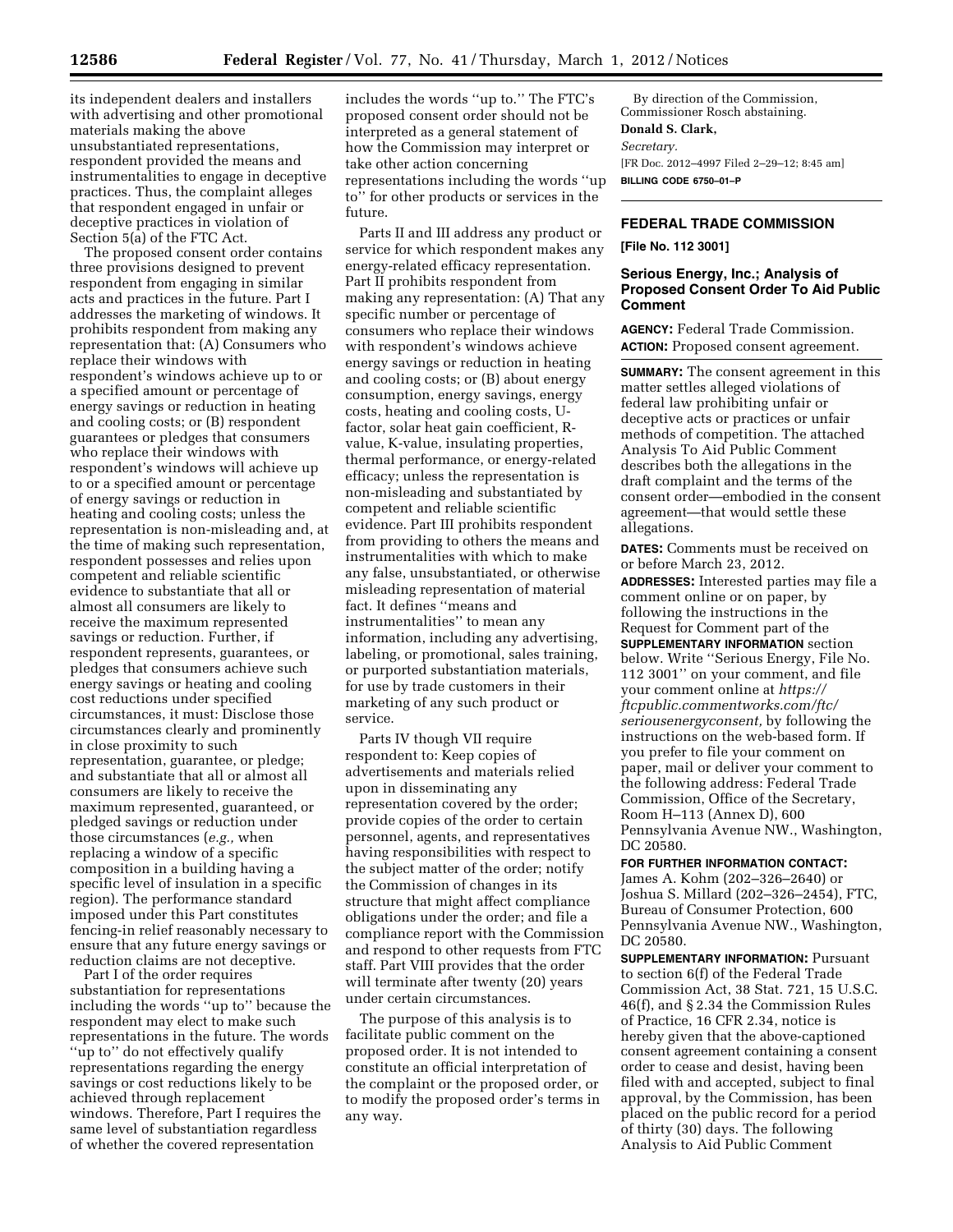its independent dealers and installers with advertising and other promotional materials making the above unsubstantiated representations, respondent provided the means and instrumentalities to engage in deceptive practices. Thus, the complaint alleges that respondent engaged in unfair or deceptive practices in violation of Section 5(a) of the FTC Act.

The proposed consent order contains three provisions designed to prevent respondent from engaging in similar acts and practices in the future. Part I addresses the marketing of windows. It prohibits respondent from making any representation that: (A) Consumers who replace their windows with respondent's windows achieve up to or a specified amount or percentage of energy savings or reduction in heating and cooling costs; or (B) respondent guarantees or pledges that consumers who replace their windows with respondent's windows will achieve up to or a specified amount or percentage of energy savings or reduction in heating and cooling costs; unless the representation is non-misleading and, at the time of making such representation, respondent possesses and relies upon competent and reliable scientific evidence to substantiate that all or almost all consumers are likely to receive the maximum represented savings or reduction. Further, if respondent represents, guarantees, or pledges that consumers achieve such energy savings or heating and cooling cost reductions under specified circumstances, it must: Disclose those circumstances clearly and prominently in close proximity to such representation, guarantee, or pledge; and substantiate that all or almost all consumers are likely to receive the maximum represented, guaranteed, or pledged savings or reduction under those circumstances (*e.g.,* when replacing a window of a specific composition in a building having a specific level of insulation in a specific region). The performance standard imposed under this Part constitutes fencing-in relief reasonably necessary to ensure that any future energy savings or reduction claims are not deceptive.

Part I of the order requires substantiation for representations including the words "up to" because the respondent may elect to make such representations in the future. The words "up to" do not effectively qualify representations regarding the energy savings or cost reductions likely to be achieved through replacement windows. Therefore, Part I requires the same level of substantiation regardless of whether the covered representation includes the words "up to." The FTC's proposed consent order should not be interpreted as a general statement of how the Commission may interpret or take other action concerning representations including the words "up to" for other products or services in the future.

Parts II and III address any product or service for which respondent makes any energy-related efficacy representation. Part II prohibits respondent from making any representation: (A) That any specific number or percentage of consumers who replace their windows with respondent's windows achieve energy savings or reduction in heating and cooling costs; or (B) about energy consumption, energy savings, energy costs, heating and cooling costs, U-factor, solar heat gain coefficient, R-value, K-value, insulating properties, thermal performance, or energy-related efficacy; unless the representation is non-misleading and substantiated by competent and reliable scientific evidence. Part III prohibits respondent from providing to others the means and instrumentalities with which to make any false, unsubstantiated, or otherwise misleading representation of material fact. It defines "means and instrumentalities" to mean any information, including any advertising, labeling, or promotional, sales training, or purported substantiation materials, for use by trade customers in their marketing of any such product or service.

Parts IV though VII require respondent to: Keep copies of advertisements and materials relied upon in disseminating any representation covered by the order; provide copies of the order to certain personnel, agents, and representatives having responsibilities with respect to the subject matter of the order; notify the Commission of changes in its structure that might affect compliance obligations under the order; and file a compliance report with the Commission and respond to other requests from FTC staff. Part VIII provides that the order will terminate after twenty (20) years under certain circumstances.

The purpose of this analysis is to facilitate public comment on the proposed order. It is not intended to constitute an official interpretation of the complaint or the proposed order, or to modify the proposed order's terms in any way.

By direction of the Commission, Commissioner Rosch abstaining.

**Donald S. Clark,**

*Secretary.*

[FR Doc. 2012–4997 Filed 2–29–12; 8:45 am]

**BILLING CODE 6750–01–P**

---

## FEDERAL TRADE COMMISSION

**[File No. 112 3001]**

### Serious Energy, Inc.; Analysis of Proposed Consent Order To Aid Public Comment

**AGENCY:** Federal Trade Commission.

**ACTION:** Proposed consent agreement.

**SUMMARY:** The consent agreement in this matter settles alleged violations of federal law prohibiting unfair or deceptive acts or practices or unfair methods of competition. The attached Analysis To Aid Public Comment describes both the allegations in the draft complaint and the terms of the consent order—embodied in the consent agreement—that would settle these allegations.

**DATES:** Comments must be received on or before March 23, 2012.

**ADDRESSES:** Interested parties may file a comment online or on paper, by following the instructions in the Request for Comment part of the **SUPPLEMENTARY INFORMATION** section below. Write "Serious Energy, File No. 112 3001" on your comment, and file your comment online at *https://ftcpublic.commentworks.com/ftc/seriousenergyconsent,* by following the instructions on the web-based form. If you prefer to file your comment on paper, mail or deliver your comment to the following address: Federal Trade Commission, Office of the Secretary, Room H–113 (Annex D), 600 Pennsylvania Avenue NW., Washington, DC 20580.

**FOR FURTHER INFORMATION CONTACT:** James A. Kohm (202–326–2640) or Joshua S. Millard (202–326–2454), FTC, Bureau of Consumer Protection, 600 Pennsylvania Avenue NW., Washington, DC 20580.

**SUPPLEMENTARY INFORMATION:** Pursuant to section 6(f) of the Federal Trade Commission Act, 38 Stat. 721, 15 U.S.C. 46(f), and § 2.34 the Commission Rules of Practice, 16 CFR 2.34, notice is hereby given that the above-captioned consent agreement containing a consent order to cease and desist, having been filed with and accepted, subject to final approval, by the Commission, has been placed on the public record for a period of thirty (30) days. The following Analysis to Aid Public Comment